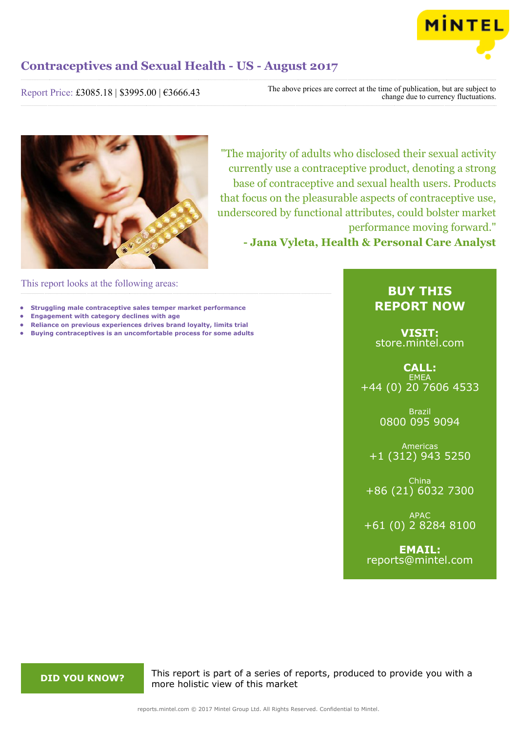# Contraceptives and Sexual Health - US - August 2017

Report Price: £3085.18 | $3995.00 | €3666.43

The above prices are correct at the time of publication, but are subject to change due to currency fluctuations.

"The majority of adults who disclosed their sexual activity currently use a contraceptive product, denoting a strong base of contraceptive and sexual health users. Products that focus on the pleasurable aspects of contraceptive use, underscored by functional attributes, could bolster market performance moving forward."

**- Jana Vyleta, Health & Personal Care Analyst**

This report looks at the following areas:

- **Struggling male contraceptive sales temper market performance**
- **Engagement with category declines with age**
- **Reliance on previous experiences drives brand loyalty, limits trial**
- **Buying contraceptives is an uncomfortable process for some adults**

**BUY THIS REPORT NOW**

**VISIT:**
store.mintel.com

**CALL:**

EMEA
+44 (0) 20 7606 4533

Brazil
0800 095 9094

Americas
+1 (312) 943 5250

China
+86 (21) 6032 7300

APAC
+61 (0) 2 8284 8100

**EMAIL:**
reports@mintel.com

**DID YOU KNOW?**

This report is part of a series of reports, produced to provide you with a more holistic view of this market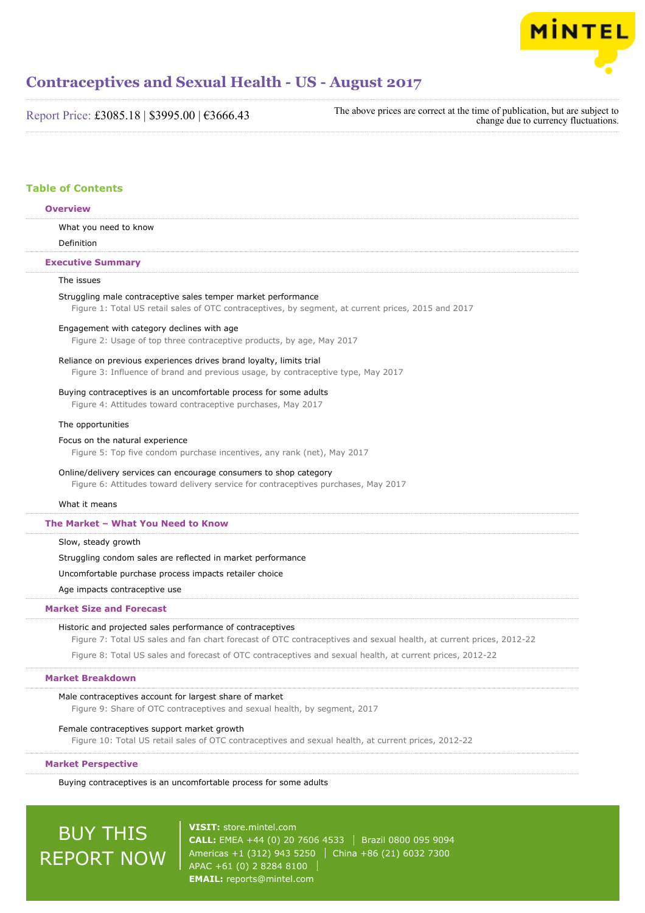# Contraceptives and Sexual Health - US - August 2017

Report Price: £3085.18 | $3995.00 | €3666.43

The above prices are correct at the time of publication, but are subject to change due to currency fluctuations.

## Table of Contents

### Overview

What you need to know

Definition

### Executive Summary

The issues

Struggling male contraceptive sales temper market performance

Figure 1: Total US retail sales of OTC contraceptives, by segment, at current prices, 2015 and 2017

Engagement with category declines with age

Figure 2: Usage of top three contraceptive products, by age, May 2017

Reliance on previous experiences drives brand loyalty, limits trial

Figure 3: Influence of brand and previous usage, by contraceptive type, May 2017

Buying contraceptives is an uncomfortable process for some adults

Figure 4: Attitudes toward contraceptive purchases, May 2017

The opportunities

Focus on the natural experience

Figure 5: Top five condom purchase incentives, any rank (net), May 2017

Online/delivery services can encourage consumers to shop category

Figure 6: Attitudes toward delivery service for contraceptives purchases, May 2017

What it means

### The Market – What You Need to Know

Slow, steady growth

Struggling condom sales are reflected in market performance

Uncomfortable purchase process impacts retailer choice

Age impacts contraceptive use

### Market Size and Forecast

Historic and projected sales performance of contraceptives

Figure 7: Total US sales and fan chart forecast of OTC contraceptives and sexual health, at current prices, 2012-22

Figure 8: Total US sales and forecast of OTC contraceptives and sexual health, at current prices, 2012-22

### Market Breakdown

Male contraceptives account for largest share of market

Figure 9: Share of OTC contraceptives and sexual health, by segment, 2017

Female contraceptives support market growth

Figure 10: Total US retail sales of OTC contraceptives and sexual health, at current prices, 2012-22

### Market Perspective

Buying contraceptives is an uncomfortable process for some adults

BUY THIS REPORT NOW

**VISIT:** store.mintel.com
**CALL:** EMEA +44 (0) 20 7606 4533 | Brazil 0800 095 9094
Americas +1 (312) 943 5250 | China +86 (21) 6032 7300
APAC +61 (0) 2 8284 8100 |
**EMAIL:** reports@mintel.com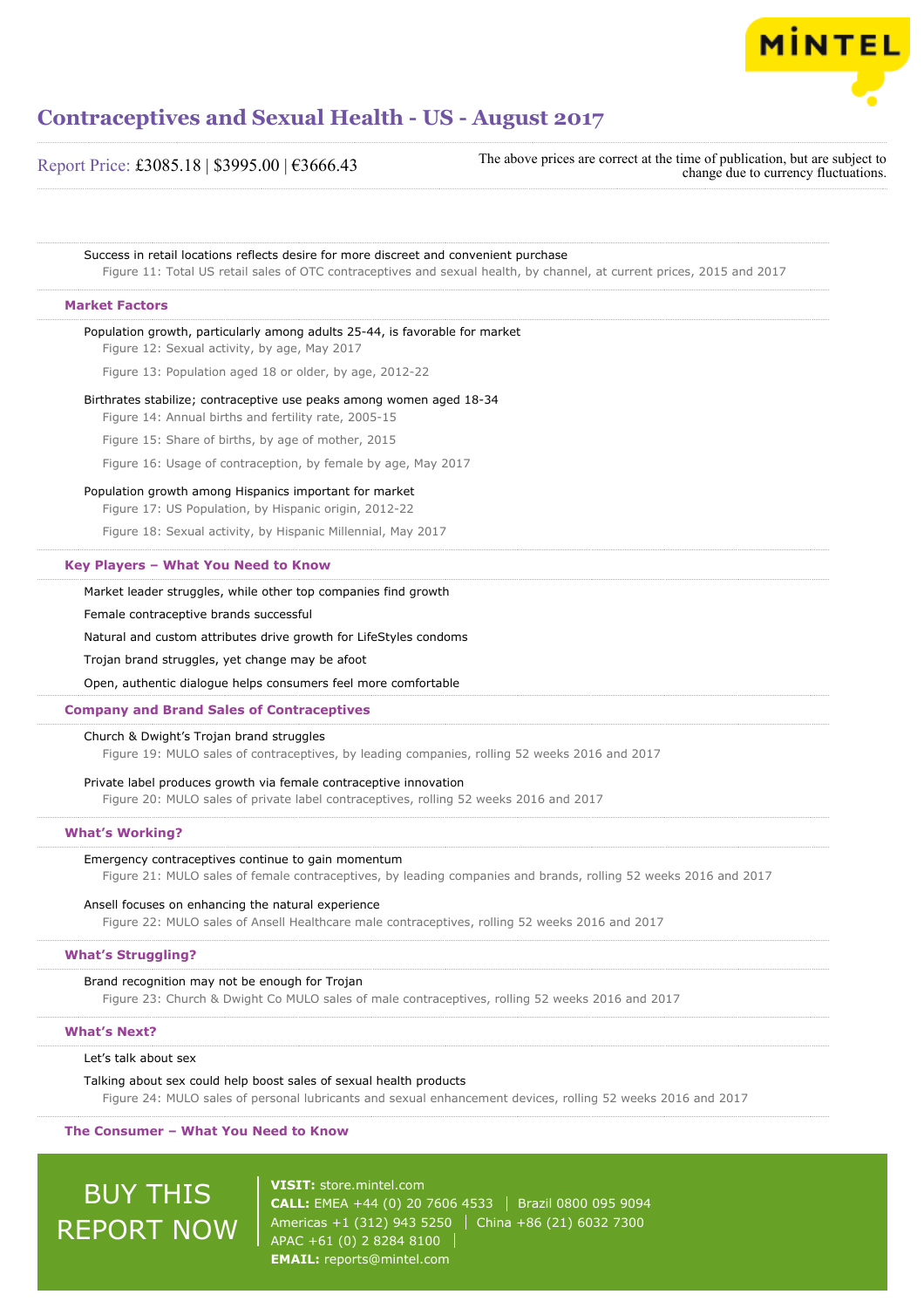Success in retail locations reflects desire for more discreet and convenient purchase

Figure 11: Total US retail sales of OTC contraceptives and sexual health, by channel, at current prices, 2015 and 2017

## Market Factors

Population growth, particularly among adults 25-44, is favorable for market

Figure 12: Sexual activity, by age, May 2017

Figure 13: Population aged 18 or older, by age, 2012-22

Birthrates stabilize; contraceptive use peaks among women aged 18-34

Figure 14: Annual births and fertility rate, 2005-15

Figure 15: Share of births, by age of mother, 2015

Figure 16: Usage of contraception, by female by age, May 2017

Population growth among Hispanics important for market

Figure 17: US Population, by Hispanic origin, 2012-22

Figure 18: Sexual activity, by Hispanic Millennial, May 2017

## Key Players – What You Need to Know

Market leader struggles, while other top companies find growth

Female contraceptive brands successful

Natural and custom attributes drive growth for LifeStyles condoms

Trojan brand struggles, yet change may be afoot

Open, authentic dialogue helps consumers feel more comfortable

## Company and Brand Sales of Contraceptives

Church & Dwight's Trojan brand struggles

Figure 19: MULO sales of contraceptives, by leading companies, rolling 52 weeks 2016 and 2017

Private label produces growth via female contraceptive innovation

Figure 20: MULO sales of private label contraceptives, rolling 52 weeks 2016 and 2017

## What's Working?

Emergency contraceptives continue to gain momentum

Figure 21: MULO sales of female contraceptives, by leading companies and brands, rolling 52 weeks 2016 and 2017

Ansell focuses on enhancing the natural experience

Figure 22: MULO sales of Ansell Healthcare male contraceptives, rolling 52 weeks 2016 and 2017

## What's Struggling?

Brand recognition may not be enough for Trojan

Figure 23: Church & Dwight Co MULO sales of male contraceptives, rolling 52 weeks 2016 and 2017

## What's Next?

Let's talk about sex

Talking about sex could help boost sales of sexual health products

Figure 24: MULO sales of personal lubricants and sexual enhancement devices, rolling 52 weeks 2016 and 2017

## The Consumer – What You Need to Know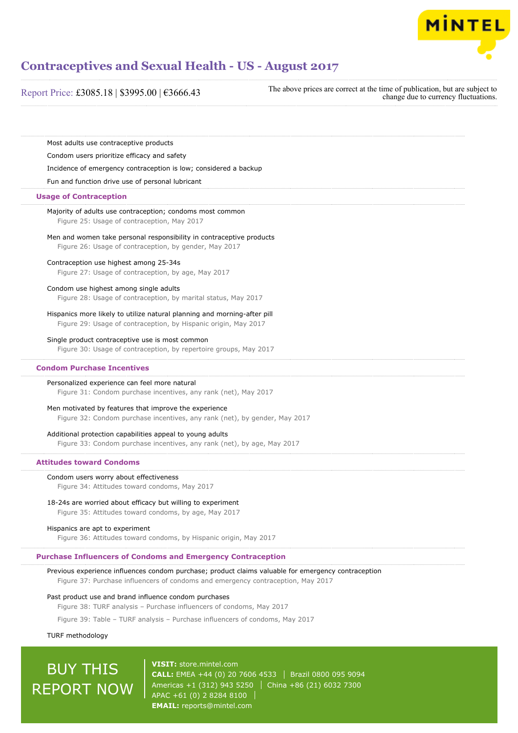Most adults use contraceptive products

Condom users prioritize efficacy and safety

Incidence of emergency contraception is low; considered a backup

Fun and function drive use of personal lubricant

## Usage of Contraception

Majority of adults use contraception; condoms most common

Figure 25: Usage of contraception, May 2017

Men and women take personal responsibility in contraceptive products

Figure 26: Usage of contraception, by gender, May 2017

Contraception use highest among 25-34s

Figure 27: Usage of contraception, by age, May 2017

Condom use highest among single adults

Figure 28: Usage of contraception, by marital status, May 2017

Hispanics more likely to utilize natural planning and morning-after pill

Figure 29: Usage of contraception, by Hispanic origin, May 2017

Single product contraceptive use is most common

Figure 30: Usage of contraception, by repertoire groups, May 2017

## Condom Purchase Incentives

Personalized experience can feel more natural

Figure 31: Condom purchase incentives, any rank (net), May 2017

Men motivated by features that improve the experience

Figure 32: Condom purchase incentives, any rank (net), by gender, May 2017

Additional protection capabilities appeal to young adults

Figure 33: Condom purchase incentives, any rank (net), by age, May 2017

## Attitudes toward Condoms

Condom users worry about effectiveness

Figure 34: Attitudes toward condoms, May 2017

18-24s are worried about efficacy but willing to experiment

Figure 35: Attitudes toward condoms, by age, May 2017

Hispanics are apt to experiment

Figure 36: Attitudes toward condoms, by Hispanic origin, May 2017

## Purchase Influencers of Condoms and Emergency Contraception

Previous experience influences condom purchase; product claims valuable for emergency contraception

Figure 37: Purchase influencers of condoms and emergency contraception, May 2017

Past product use and brand influence condom purchases

Figure 38: TURF analysis – Purchase influencers of condoms, May 2017

Figure 39: Table – TURF analysis – Purchase influencers of condoms, May 2017

TURF methodology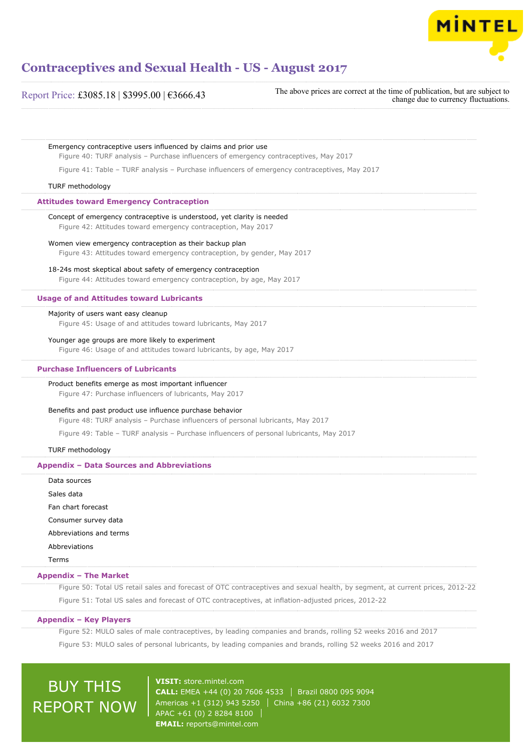Emergency contraceptive users influenced by claims and prior use

Figure 40: TURF analysis – Purchase influencers of emergency contraceptives, May 2017

Figure 41: Table – TURF analysis – Purchase influencers of emergency contraceptives, May 2017

TURF methodology

## Attitudes toward Emergency Contraception

Concept of emergency contraceptive is understood, yet clarity is needed

Figure 42: Attitudes toward emergency contraception, May 2017

Women view emergency contraception as their backup plan

Figure 43: Attitudes toward emergency contraception, by gender, May 2017

18-24s most skeptical about safety of emergency contraception

Figure 44: Attitudes toward emergency contraception, by age, May 2017

## Usage of and Attitudes toward Lubricants

Majority of users want easy cleanup

Figure 45: Usage of and attitudes toward lubricants, May 2017

Younger age groups are more likely to experiment

Figure 46: Usage of and attitudes toward lubricants, by age, May 2017

## Purchase Influencers of Lubricants

Product benefits emerge as most important influencer

Figure 47: Purchase influencers of lubricants, May 2017

Benefits and past product use influence purchase behavior

Figure 48: TURF analysis – Purchase influencers of personal lubricants, May 2017

Figure 49: Table – TURF analysis – Purchase influencers of personal lubricants, May 2017

TURF methodology

## Appendix – Data Sources and Abbreviations

Data sources

Sales data

Fan chart forecast

Consumer survey data

Abbreviations and terms

Abbreviations

Terms

## Appendix – The Market

Figure 50: Total US retail sales and forecast of OTC contraceptives and sexual health, by segment, at current prices, 2012-22

Figure 51: Total US sales and forecast of OTC contraceptives, at inflation-adjusted prices, 2012-22

## Appendix – Key Players

Figure 52: MULO sales of male contraceptives, by leading companies and brands, rolling 52 weeks 2016 and 2017

Figure 53: MULO sales of personal lubricants, by leading companies and brands, rolling 52 weeks 2016 and 2017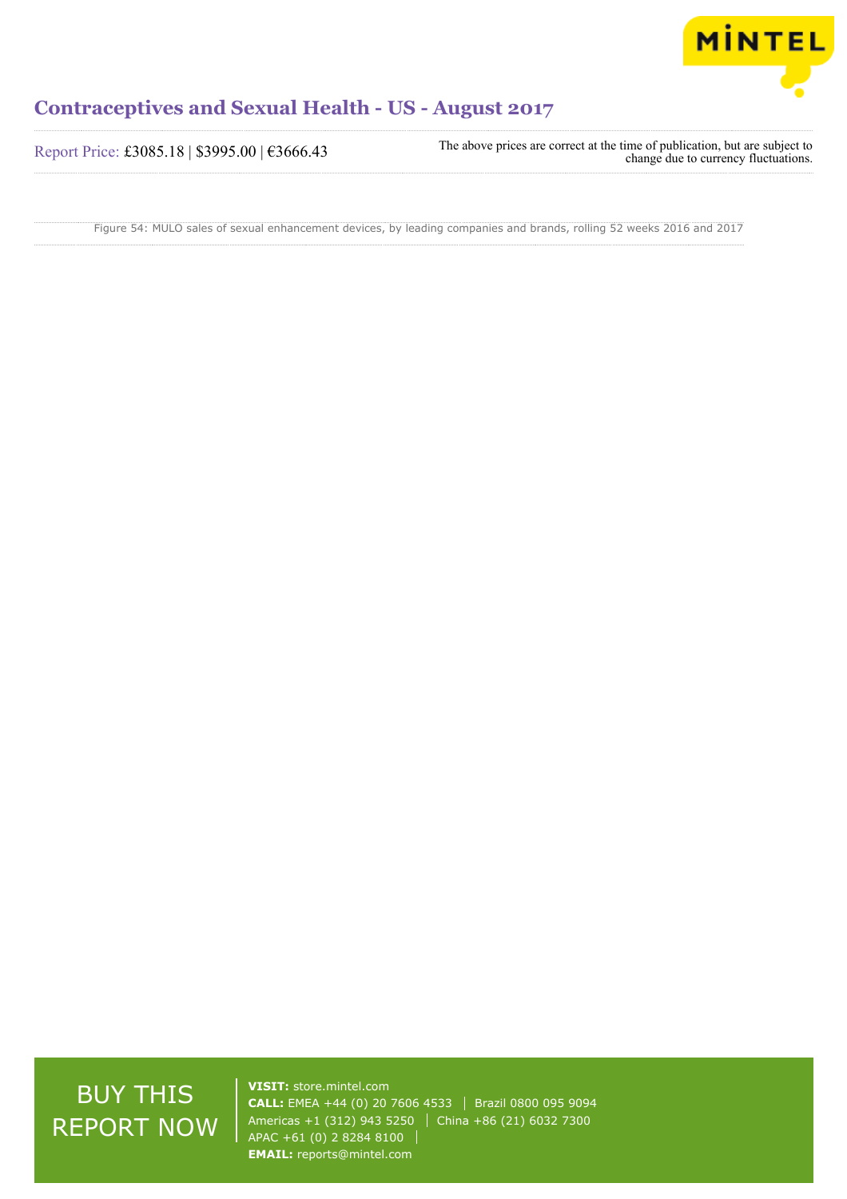Figure 54: MULO sales of sexual enhancement devices, by leading companies and brands, rolling 52 weeks 2016 and 2017